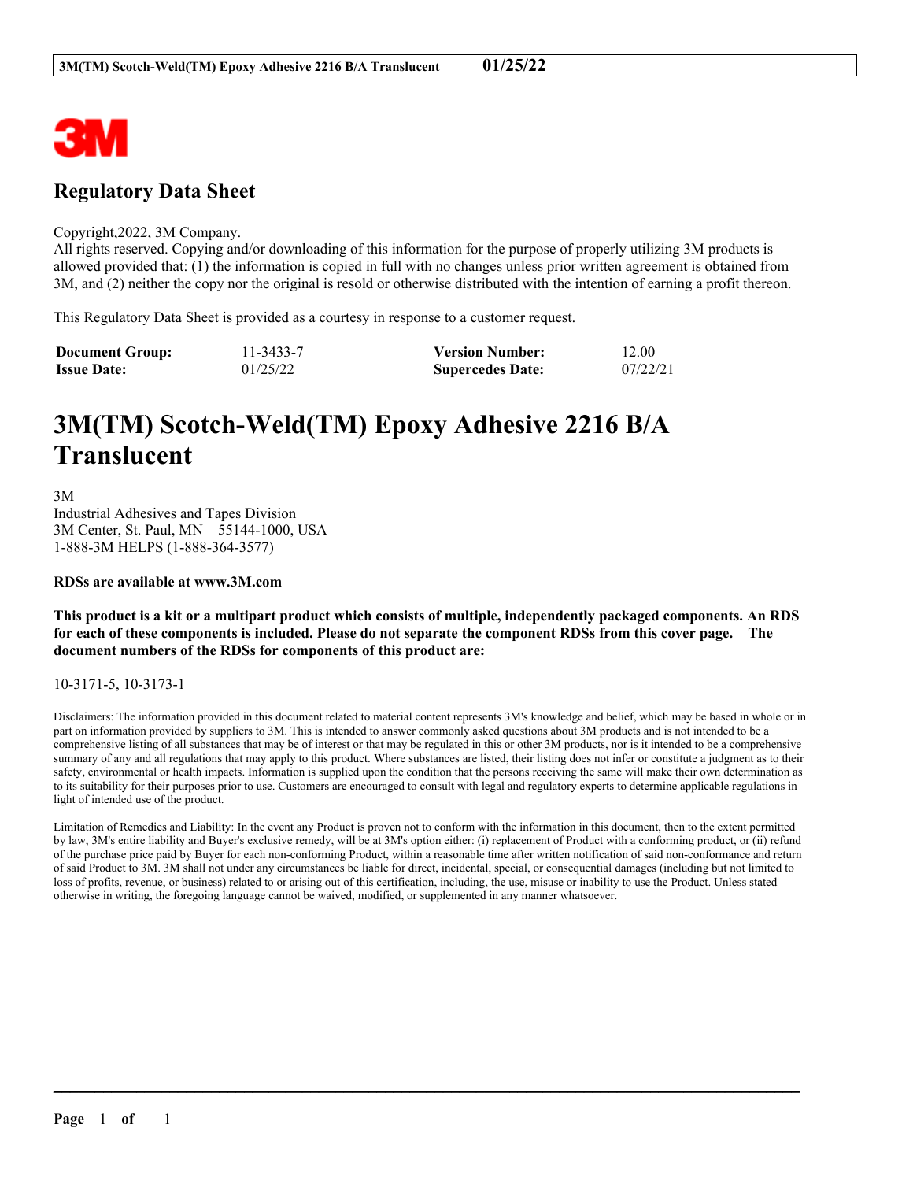## Regulatory Data Sheet

Copyright,2022, 3M Company.
All rights reserved. Copying and/or downloading of this information for the purpose of properly utilizing 3M products is allowed provided that: (1) the information is copied in full with no changes unless prior written agreement is obtained from 3M, and (2) neither the copy nor the original is resold or otherwise distributed with the intention of earning a profit thereon.

This Regulatory Data Sheet is provided as a courtesy in response to a customer request.

| **Document Group:** | 11-3433-7 | **Version Number:** | 12.00 |
| --- | --- | --- | --- |
| **Issue Date:** | 01/25/22 | **Supercedes Date:** | 07/22/21 |

# 3M(TM) Scotch-Weld(TM) Epoxy Adhesive 2216 B/A Translucent

3M
Industrial Adhesives and Tapes Division
3M Center, St. Paul, MN 55144-1000, USA
1-888-3M HELPS (1-888-364-3577)

**RDSs are available at www.3M.com**

**This product is a kit or a multipart product which consists of multiple, independently packaged components. An RDS for each of these components is included. Please do not separate the component RDSs from this cover page. The document numbers of the RDSs for components of this product are:**

10-3171-5, 10-3173-1

Disclaimers: The information provided in this document related to material content represents 3M's knowledge and belief, which may be based in whole or in part on information provided by suppliers to 3M. This is intended to answer commonly asked questions about 3M products and is not intended to be a comprehensive listing of all substances that may be of interest or that may be regulated in this or other 3M products, nor is it intended to be a comprehensive summary of any and all regulations that may apply to this product. Where substances are listed, their listing does not infer or constitute a judgment as to their safety, environmental or health impacts. Information is supplied upon the condition that the persons receiving the same will make their own determination as to its suitability for their purposes prior to use. Customers are encouraged to consult with legal and regulatory experts to determine applicable regulations in light of intended use of the product.

Limitation of Remedies and Liability: In the event any Product is proven not to conform with the information in this document, then to the extent permitted by law, 3M's entire liability and Buyer's exclusive remedy, will be at 3M's option either: (i) replacement of Product with a conforming product, or (ii) refund of the purchase price paid by Buyer for each non-conforming Product, within a reasonable time after written notification of said non-conformance and return of said Product to 3M. 3M shall not under any circumstances be liable for direct, incidental, special, or consequential damages (including but not limited to loss of profits, revenue, or business) related to or arising out of this certification, including, the use, misuse or inability to use the Product. Unless stated otherwise in writing, the foregoing language cannot be waived, modified, or supplemented in any manner whatsoever.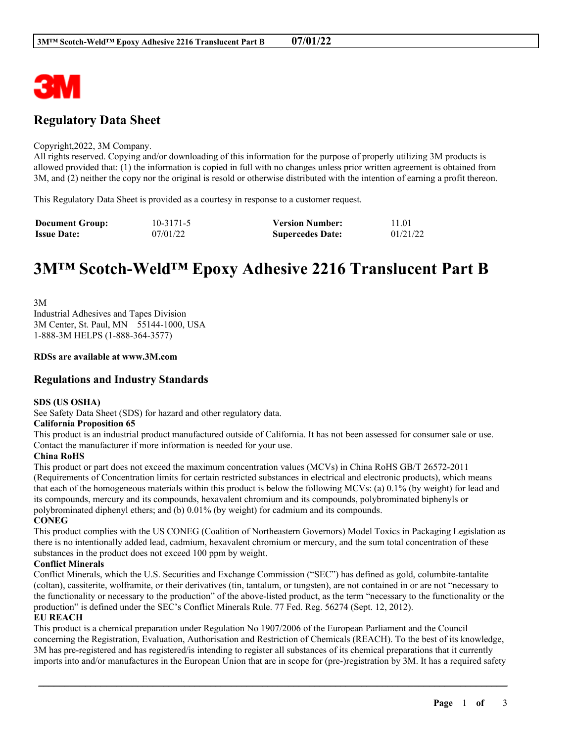## Regulatory Data Sheet

Copyright,2022, 3M Company.
All rights reserved. Copying and/or downloading of this information for the purpose of properly utilizing 3M products is allowed provided that: (1) the information is copied in full with no changes unless prior written agreement is obtained from 3M, and (2) neither the copy nor the original is resold or otherwise distributed with the intention of earning a profit thereon.

This Regulatory Data Sheet is provided as a courtesy in response to a customer request.

| **Document Group:** | 10-3171-5 | **Version Number:** | 11.01 |
| --- | --- | --- | --- |
| **Issue Date:** | 07/01/22 | **Supercedes Date:** | 01/21/22 |

# 3M™ Scotch-Weld™ Epoxy Adhesive 2216 Translucent Part B

3M
Industrial Adhesives and Tapes Division
3M Center, St. Paul, MN 55144-1000, USA
1-888-3M HELPS (1-888-364-3577)

**RDSs are available at www.3M.com**

## Regulations and Industry Standards

**SDS (US OSHA)**
See Safety Data Sheet (SDS) for hazard and other regulatory data.

**California Proposition 65**
This product is an industrial product manufactured outside of California. It has not been assessed for consumer sale or use. Contact the manufacturer if more information is needed for your use.

**China RoHS**
This product or part does not exceed the maximum concentration values (MCVs) in China RoHS GB/T 26572-2011 (Requirements of Concentration limits for certain restricted substances in electrical and electronic products), which means that each of the homogeneous materials within this product is below the following MCVs: (a) 0.1% (by weight) for lead and its compounds, mercury and its compounds, hexavalent chromium and its compounds, polybrominated biphenyls or polybrominated diphenyl ethers; and (b) 0.01% (by weight) for cadmium and its compounds.

**CONEG**
This product complies with the US CONEG (Coalition of Northeastern Governors) Model Toxics in Packaging Legislation as there is no intentionally added lead, cadmium, hexavalent chromium or mercury, and the sum total concentration of these substances in the product does not exceed 100 ppm by weight.

**Conflict Minerals**
Conflict Minerals, which the U.S. Securities and Exchange Commission ("SEC") has defined as gold, columbite-tantalite (coltan), cassiterite, wolframite, or their derivatives (tin, tantalum, or tungsten), are not contained in or are not "necessary to the functionality or necessary to the production" of the above-listed product, as the term "necessary to the functionality or the production" is defined under the SEC's Conflict Minerals Rule. 77 Fed. Reg. 56274 (Sept. 12, 2012).

**EU REACH**
This product is a chemical preparation under Regulation No 1907/2006 of the European Parliament and the Council concerning the Registration, Evaluation, Authorisation and Restriction of Chemicals (REACH). To the best of its knowledge, 3M has pre-registered and has registered/is intending to register all substances of its chemical preparations that it currently imports into and/or manufactures in the European Union that are in scope for (pre-)registration by 3M. It has a required safety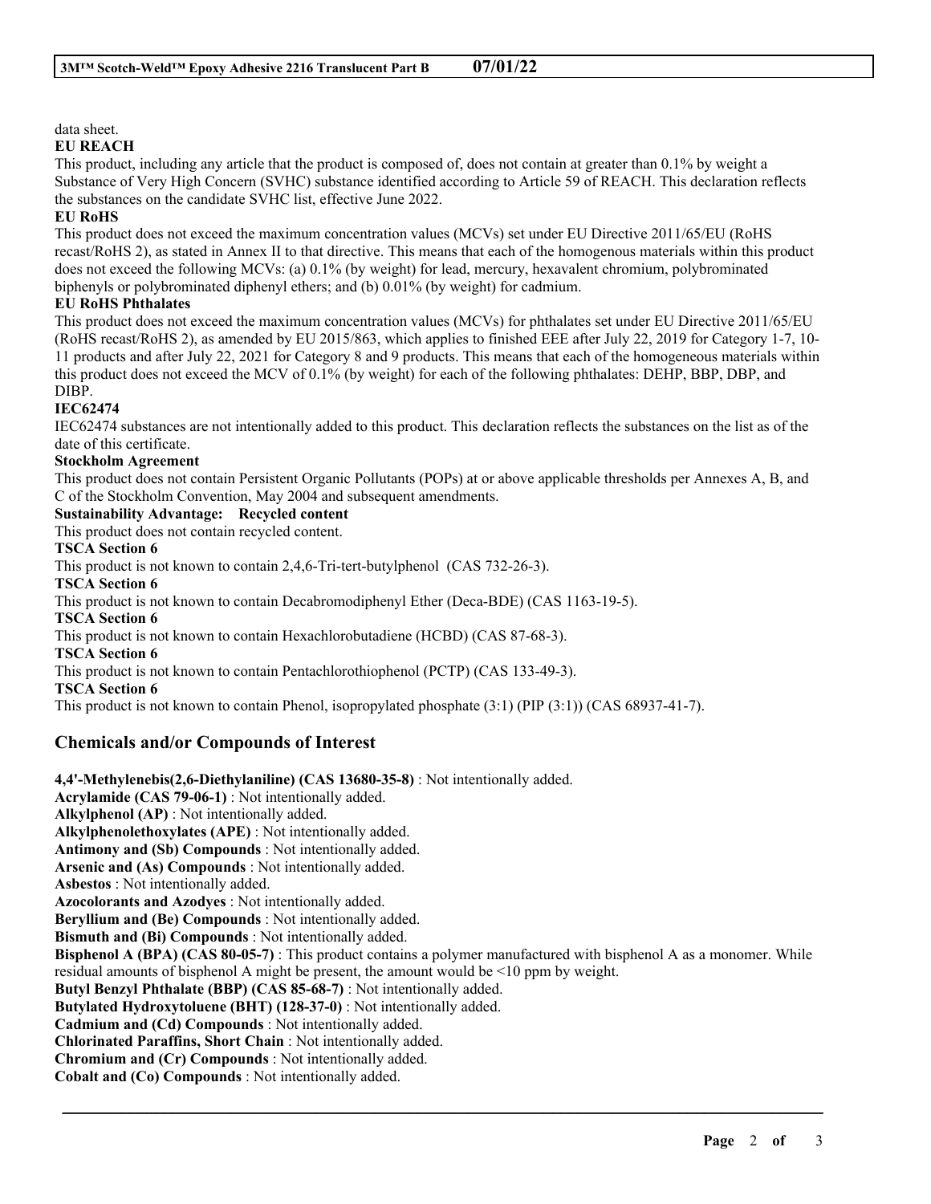data sheet.

**EU REACH**

This product, including any article that the product is composed of, does not contain at greater than 0.1% by weight a Substance of Very High Concern (SVHC) substance identified according to Article 59 of REACH. This declaration reflects the substances on the candidate SVHC list, effective June 2022.

**EU RoHS**

This product does not exceed the maximum concentration values (MCVs) set under EU Directive 2011/65/EU (RoHS recast/RoHS 2), as stated in Annex II to that directive. This means that each of the homogenous materials within this product does not exceed the following MCVs: (a) 0.1% (by weight) for lead, mercury, hexavalent chromium, polybrominated biphenyls or polybrominated diphenyl ethers; and (b) 0.01% (by weight) for cadmium.

**EU RoHS Phthalates**

This product does not exceed the maximum concentration values (MCVs) for phthalates set under EU Directive 2011/65/EU (RoHS recast/RoHS 2), as amended by EU 2015/863, which applies to finished EEE after July 22, 2019 for Category 1-7, 10-11 products and after July 22, 2021 for Category 8 and 9 products. This means that each of the homogeneous materials within this product does not exceed the MCV of 0.1% (by weight) for each of the following phthalates: DEHP, BBP, DBP, and DIBP.

**IEC62474**

IEC62474 substances are not intentionally added to this product. This declaration reflects the substances on the list as of the date of this certificate.

**Stockholm Agreement**

This product does not contain Persistent Organic Pollutants (POPs) at or above applicable thresholds per Annexes A, B, and C of the Stockholm Convention, May 2004 and subsequent amendments.

**Sustainability Advantage: Recycled content**

This product does not contain recycled content.

**TSCA Section 6**

This product is not known to contain 2,4,6-Tri-tert-butylphenol (CAS 732-26-3).

**TSCA Section 6**

This product is not known to contain Decabromodiphenyl Ether (Deca-BDE) (CAS 1163-19-5).

**TSCA Section 6**

This product is not known to contain Hexachlorobutadiene (HCBD) (CAS 87-68-3).

**TSCA Section 6**

This product is not known to contain Pentachlorothiophenol (PCTP) (CAS 133-49-3).

**TSCA Section 6**

This product is not known to contain Phenol, isopropylated phosphate (3:1) (PIP (3:1)) (CAS 68937-41-7).

## Chemicals and/or Compounds of Interest

**4,4'-Methylenebis(2,6-Diethylaniline) (CAS 13680-35-8)** : Not intentionally added.
**Acrylamide (CAS 79-06-1)** : Not intentionally added.
**Alkylphenol (AP)** : Not intentionally added.
**Alkylphenolethoxylates (APE)** : Not intentionally added.
**Antimony and (Sb) Compounds** : Not intentionally added.
**Arsenic and (As) Compounds** : Not intentionally added.
**Asbestos** : Not intentionally added.
**Azocolorants and Azodyes** : Not intentionally added.
**Beryllium and (Be) Compounds** : Not intentionally added.
**Bismuth and (Bi) Compounds** : Not intentionally added.
**Bisphenol A (BPA) (CAS 80-05-7)** : This product contains a polymer manufactured with bisphenol A as a monomer. While residual amounts of bisphenol A might be present, the amount would be <10 ppm by weight.
**Butyl Benzyl Phthalate (BBP) (CAS 85-68-7)** : Not intentionally added.
**Butylated Hydroxytoluene (BHT) (128-37-0)** : Not intentionally added.
**Cadmium and (Cd) Compounds** : Not intentionally added.
**Chlorinated Paraffins, Short Chain** : Not intentionally added.
**Chromium and (Cr) Compounds** : Not intentionally added.
**Cobalt and (Co) Compounds** : Not intentionally added.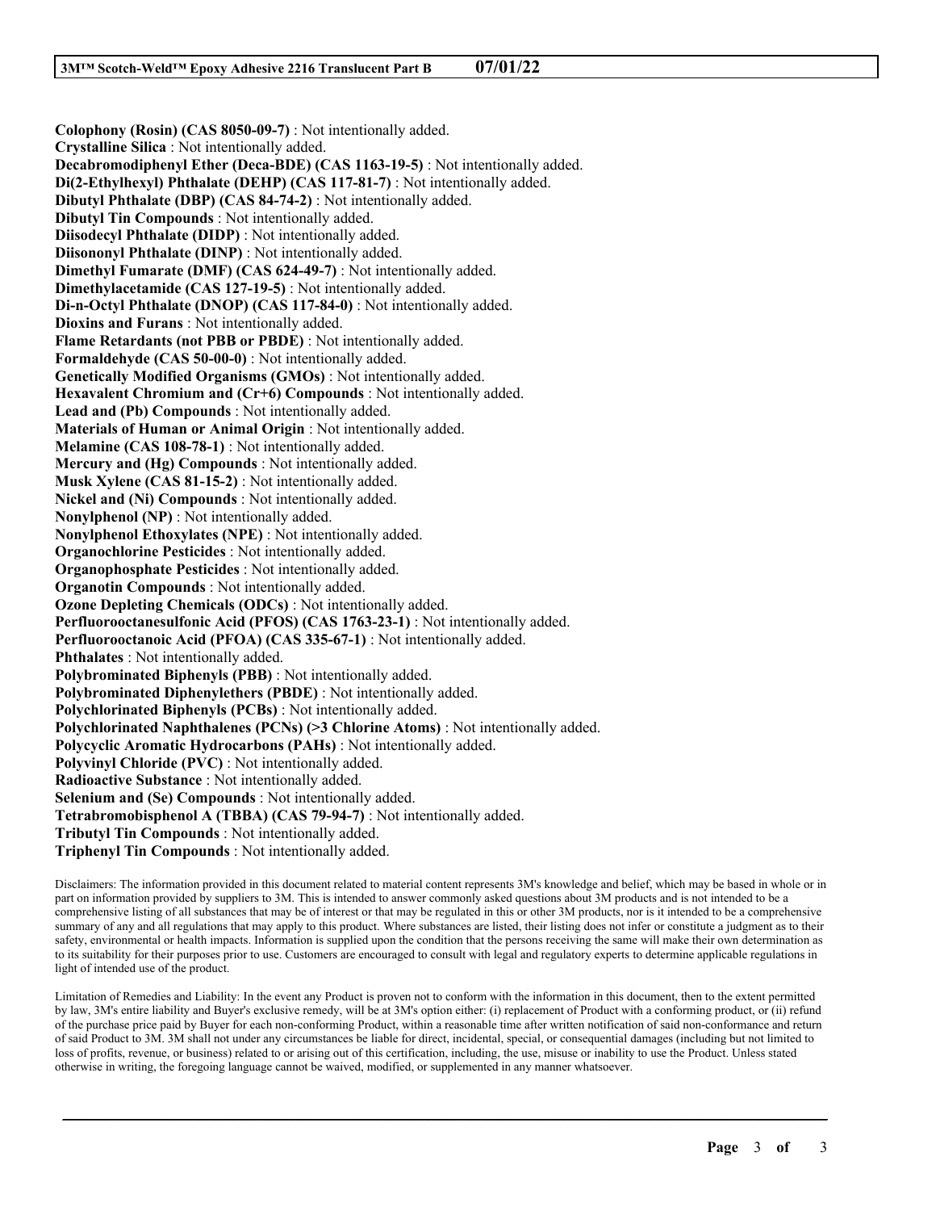**Colophony (Rosin) (CAS 8050-09-7)** : Not intentionally added.
**Crystalline Silica** : Not intentionally added.
**Decabromodiphenyl Ether (Deca-BDE) (CAS 1163-19-5)** : Not intentionally added.
**Di(2-Ethylhexyl) Phthalate (DEHP) (CAS 117-81-7)** : Not intentionally added.
**Dibutyl Phthalate (DBP) (CAS 84-74-2)** : Not intentionally added.
**Dibutyl Tin Compounds** : Not intentionally added.
**Diisodecyl Phthalate (DIDP)** : Not intentionally added.
**Diisononyl Phthalate (DINP)** : Not intentionally added.
**Dimethyl Fumarate (DMF) (CAS 624-49-7)** : Not intentionally added.
**Dimethylacetamide (CAS 127-19-5)** : Not intentionally added.
**Di-n-Octyl Phthalate (DNOP) (CAS 117-84-0)** : Not intentionally added.
**Dioxins and Furans** : Not intentionally added.
**Flame Retardants (not PBB or PBDE)** : Not intentionally added.
**Formaldehyde (CAS 50-00-0)** : Not intentionally added.
**Genetically Modified Organisms (GMOs)** : Not intentionally added.
**Hexavalent Chromium and (Cr+6) Compounds** : Not intentionally added.
**Lead and (Pb) Compounds** : Not intentionally added.
**Materials of Human or Animal Origin** : Not intentionally added.
**Melamine (CAS 108-78-1)** : Not intentionally added.
**Mercury and (Hg) Compounds** : Not intentionally added.
**Musk Xylene (CAS 81-15-2)** : Not intentionally added.
**Nickel and (Ni) Compounds** : Not intentionally added.
**Nonylphenol (NP)** : Not intentionally added.
**Nonylphenol Ethoxylates (NPE)** : Not intentionally added.
**Organochlorine Pesticides** : Not intentionally added.
**Organophosphate Pesticides** : Not intentionally added.
**Organotin Compounds** : Not intentionally added.
**Ozone Depleting Chemicals (ODCs)** : Not intentionally added.
**Perfluorooctanesulfonic Acid (PFOS) (CAS 1763-23-1)** : Not intentionally added.
**Perfluorooctanoic Acid (PFOA) (CAS 335-67-1)** : Not intentionally added.
**Phthalates** : Not intentionally added.
**Polybrominated Biphenyls (PBB)** : Not intentionally added.
**Polybrominated Diphenylethers (PBDE)** : Not intentionally added.
**Polychlorinated Biphenyls (PCBs)** : Not intentionally added.
**Polychlorinated Naphthalenes (PCNs) (>3 Chlorine Atoms)** : Not intentionally added.
**Polycyclic Aromatic Hydrocarbons (PAHs)** : Not intentionally added.
**Polyvinyl Chloride (PVC)** : Not intentionally added.
**Radioactive Substance** : Not intentionally added.
**Selenium and (Se) Compounds** : Not intentionally added.
**Tetrabromobisphenol A (TBBA) (CAS 79-94-7)** : Not intentionally added.
**Tributyl Tin Compounds** : Not intentionally added.
**Triphenyl Tin Compounds** : Not intentionally added.

Disclaimers: The information provided in this document related to material content represents 3M's knowledge and belief, which may be based in whole or in part on information provided by suppliers to 3M. This is intended to answer commonly asked questions about 3M products and is not intended to be a comprehensive listing of all substances that may be of interest or that may be regulated in this or other 3M products, nor is it intended to be a comprehensive summary of any and all regulations that may apply to this product. Where substances are listed, their listing does not infer or constitute a judgment as to their safety, environmental or health impacts. Information is supplied upon the condition that the persons receiving the same will make their own determination as to its suitability for their purposes prior to use. Customers are encouraged to consult with legal and regulatory experts to determine applicable regulations in light of intended use of the product.

Limitation of Remedies and Liability: In the event any Product is proven not to conform with the information in this document, then to the extent permitted by law, 3M's entire liability and Buyer's exclusive remedy, will be at 3M's option either: (i) replacement of Product with a conforming product, or (ii) refund of the purchase price paid by Buyer for each non-conforming Product, within a reasonable time after written notification of said non-conformance and return of said Product to 3M. 3M shall not under any circumstances be liable for direct, incidental, special, or consequential damages (including but not limited to loss of profits, revenue, or business) related to or arising out of this certification, including, the use, misuse or inability to use the Product. Unless stated otherwise in writing, the foregoing language cannot be waived, modified, or supplemented in any manner whatsoever.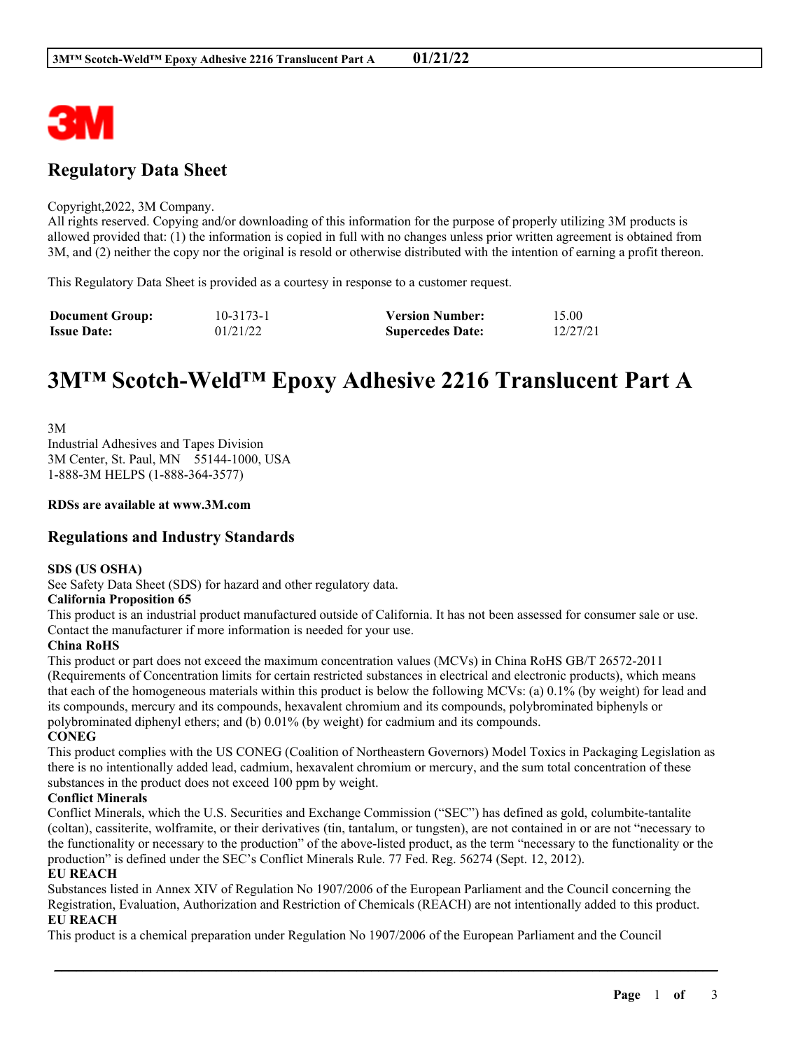3M

# Regulatory Data Sheet

Copyright,2022, 3M Company.
All rights reserved. Copying and/or downloading of this information for the purpose of properly utilizing 3M products is allowed provided that: (1) the information is copied in full with no changes unless prior written agreement is obtained from 3M, and (2) neither the copy nor the original is resold or otherwise distributed with the intention of earning a profit thereon.

This Regulatory Data Sheet is provided as a courtesy in response to a customer request.

| **Document Group:** | 10-3173-1 | **Version Number:** | 15.00 |
|---|---|---|---|
| **Issue Date:** | 01/21/22 | **Supercedes Date:** | 12/27/21 |

# 3M™ Scotch-Weld™ Epoxy Adhesive 2216 Translucent Part A

3M
Industrial Adhesives and Tapes Division
3M Center, St. Paul, MN 55144-1000, USA
1-888-3M HELPS (1-888-364-3577)

**RDSs are available at www.3M.com**

## Regulations and Industry Standards

**SDS (US OSHA)**
See Safety Data Sheet (SDS) for hazard and other regulatory data.

**California Proposition 65**
This product is an industrial product manufactured outside of California. It has not been assessed for consumer sale or use. Contact the manufacturer if more information is needed for your use.

**China RoHS**
This product or part does not exceed the maximum concentration values (MCVs) in China RoHS GB/T 26572-2011 (Requirements of Concentration limits for certain restricted substances in electrical and electronic products), which means that each of the homogeneous materials within this product is below the following MCVs: (a) 0.1% (by weight) for lead and its compounds, mercury and its compounds, hexavalent chromium and its compounds, polybrominated biphenyls or polybrominated diphenyl ethers; and (b) 0.01% (by weight) for cadmium and its compounds.

**CONEG**
This product complies with the US CONEG (Coalition of Northeastern Governors) Model Toxics in Packaging Legislation as there is no intentionally added lead, cadmium, hexavalent chromium or mercury, and the sum total concentration of these substances in the product does not exceed 100 ppm by weight.

**Conflict Minerals**
Conflict Minerals, which the U.S. Securities and Exchange Commission ("SEC") has defined as gold, columbite-tantalite (coltan), cassiterite, wolframite, or their derivatives (tin, tantalum, or tungsten), are not contained in or are not "necessary to the functionality or necessary to the production" of the above-listed product, as the term "necessary to the functionality or the production" is defined under the SEC's Conflict Minerals Rule. 77 Fed. Reg. 56274 (Sept. 12, 2012).

**EU REACH**
Substances listed in Annex XIV of Regulation No 1907/2006 of the European Parliament and the Council concerning the Registration, Evaluation, Authorization and Restriction of Chemicals (REACH) are not intentionally added to this product.

**EU REACH**
This product is a chemical preparation under Regulation No 1907/2006 of the European Parliament and the Council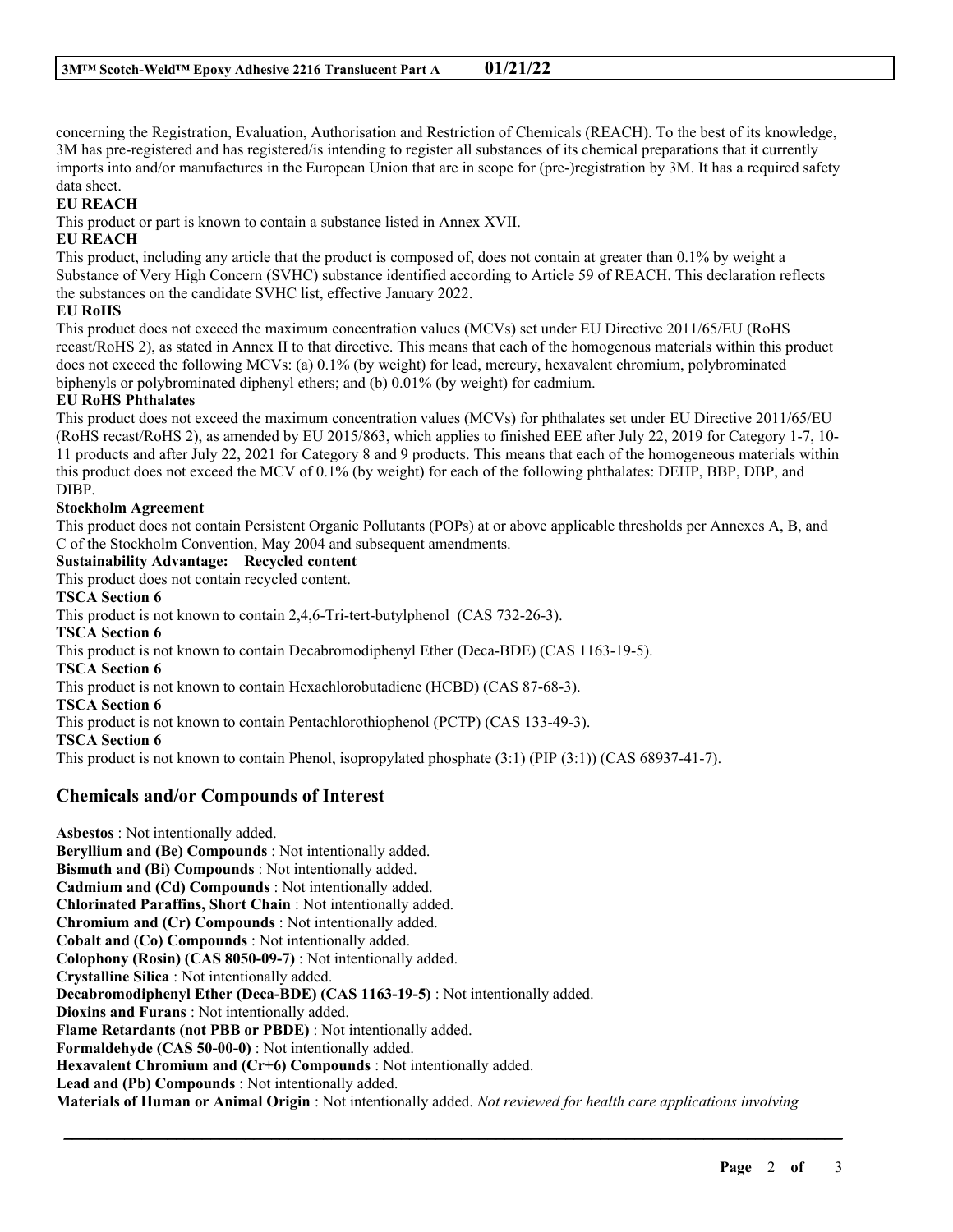concerning the Registration, Evaluation, Authorisation and Restriction of Chemicals (REACH). To the best of its knowledge, 3M has pre-registered and has registered/is intending to register all substances of its chemical preparations that it currently imports into and/or manufactures in the European Union that are in scope for (pre-)registration by 3M. It has a required safety data sheet.

**EU REACH**

This product or part is known to contain a substance listed in Annex XVII.

**EU REACH**

This product, including any article that the product is composed of, does not contain at greater than 0.1% by weight a Substance of Very High Concern (SVHC) substance identified according to Article 59 of REACH. This declaration reflects the substances on the candidate SVHC list, effective January 2022.

**EU RoHS**

This product does not exceed the maximum concentration values (MCVs) set under EU Directive 2011/65/EU (RoHS recast/RoHS 2), as stated in Annex II to that directive. This means that each of the homogenous materials within this product does not exceed the following MCVs: (a) 0.1% (by weight) for lead, mercury, hexavalent chromium, polybrominated biphenyls or polybrominated diphenyl ethers; and (b) 0.01% (by weight) for cadmium.

**EU RoHS Phthalates**

This product does not exceed the maximum concentration values (MCVs) for phthalates set under EU Directive 2011/65/EU (RoHS recast/RoHS 2), as amended by EU 2015/863, which applies to finished EEE after July 22, 2019 for Category 1-7, 10-11 products and after July 22, 2021 for Category 8 and 9 products. This means that each of the homogeneous materials within this product does not exceed the MCV of 0.1% (by weight) for each of the following phthalates: DEHP, BBP, DBP, and DIBP.

**Stockholm Agreement**

This product does not contain Persistent Organic Pollutants (POPs) at or above applicable thresholds per Annexes A, B, and C of the Stockholm Convention, May 2004 and subsequent amendments.

**Sustainability Advantage: Recycled content**

This product does not contain recycled content.

**TSCA Section 6**

This product is not known to contain 2,4,6-Tri-tert-butylphenol (CAS 732-26-3).

**TSCA Section 6**

This product is not known to contain Decabromodiphenyl Ether (Deca-BDE) (CAS 1163-19-5).

**TSCA Section 6**

This product is not known to contain Hexachlorobutadiene (HCBD) (CAS 87-68-3).

**TSCA Section 6**

This product is not known to contain Pentachlorothiophenol (PCTP) (CAS 133-49-3).

**TSCA Section 6**

This product is not known to contain Phenol, isopropylated phosphate (3:1) (PIP (3:1)) (CAS 68937-41-7).

## Chemicals and/or Compounds of Interest

**Asbestos** : Not intentionally added.
**Beryllium and (Be) Compounds** : Not intentionally added.
**Bismuth and (Bi) Compounds** : Not intentionally added.
**Cadmium and (Cd) Compounds** : Not intentionally added.
**Chlorinated Paraffins, Short Chain** : Not intentionally added.
**Chromium and (Cr) Compounds** : Not intentionally added.
**Cobalt and (Co) Compounds** : Not intentionally added.
**Colophony (Rosin) (CAS 8050-09-7)** : Not intentionally added.
**Crystalline Silica** : Not intentionally added.
**Decabromodiphenyl Ether (Deca-BDE) (CAS 1163-19-5)** : Not intentionally added.
**Dioxins and Furans** : Not intentionally added.
**Flame Retardants (not PBB or PBDE)** : Not intentionally added.
**Formaldehyde (CAS 50-00-0)** : Not intentionally added.
**Hexavalent Chromium and (Cr+6) Compounds** : Not intentionally added.
**Lead and (Pb) Compounds** : Not intentionally added.
**Materials of Human or Animal Origin** : Not intentionally added. *Not reviewed for health care applications involving*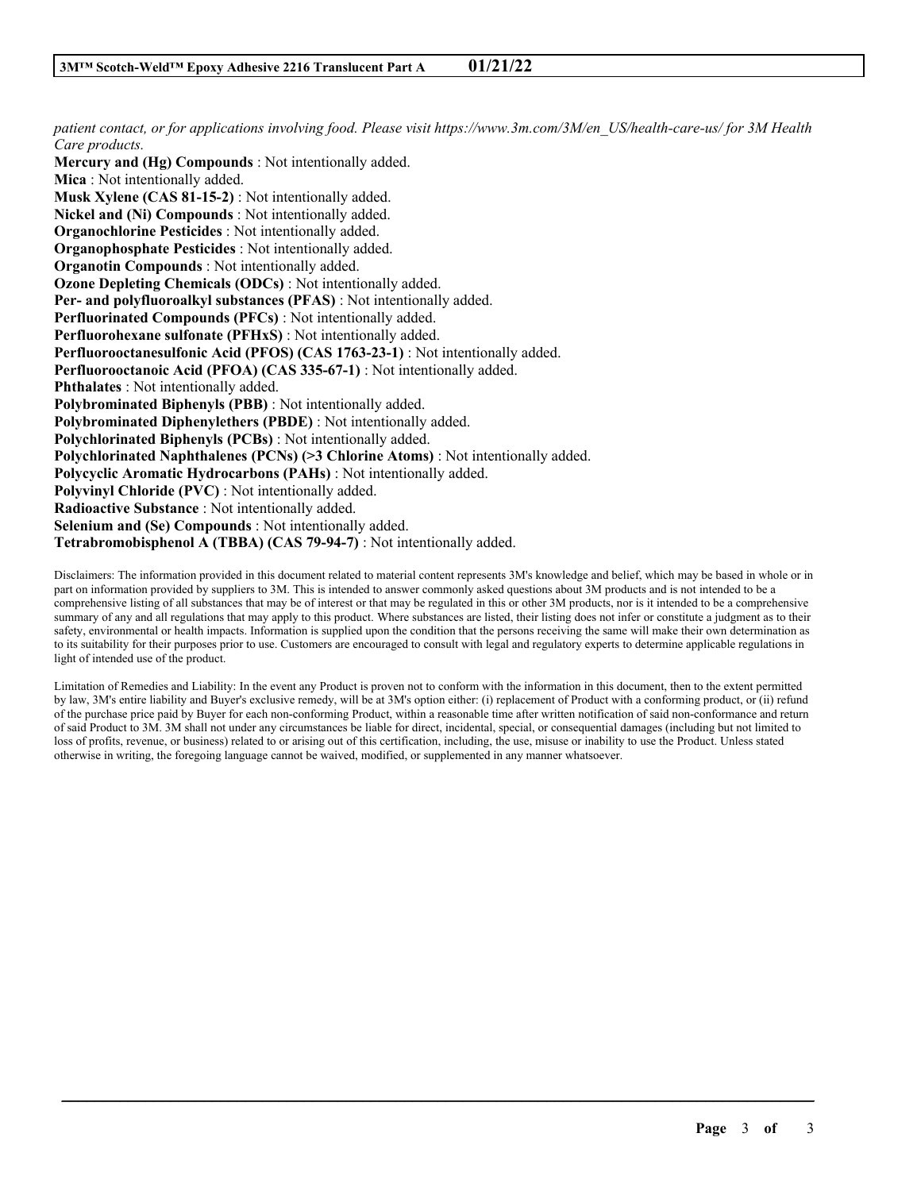*patient contact, or for applications involving food. Please visit https://www.3m.com/3M/en_US/health-care-us/ for 3M Health Care products.*

**Mercury and (Hg) Compounds** : Not intentionally added.
**Mica** : Not intentionally added.
**Musk Xylene (CAS 81-15-2)** : Not intentionally added.
**Nickel and (Ni) Compounds** : Not intentionally added.
**Organochlorine Pesticides** : Not intentionally added.
**Organophosphate Pesticides** : Not intentionally added.
**Organotin Compounds** : Not intentionally added.
**Ozone Depleting Chemicals (ODCs)** : Not intentionally added.
**Per- and polyfluoroalkyl substances (PFAS)** : Not intentionally added.
**Perfluorinated Compounds (PFCs)** : Not intentionally added.
**Perfluorohexane sulfonate (PFHxS)** : Not intentionally added.
**Perfluorooctanesulfonic Acid (PFOS) (CAS 1763-23-1)** : Not intentionally added.
**Perfluorooctanoic Acid (PFOA) (CAS 335-67-1)** : Not intentionally added.
**Phthalates** : Not intentionally added.
**Polybrominated Biphenyls (PBB)** : Not intentionally added.
**Polybrominated Diphenylethers (PBDE)** : Not intentionally added.
**Polychlorinated Biphenyls (PCBs)** : Not intentionally added.
**Polychlorinated Naphthalenes (PCNs) (>3 Chlorine Atoms)** : Not intentionally added.
**Polycyclic Aromatic Hydrocarbons (PAHs)** : Not intentionally added.
**Polyvinyl Chloride (PVC)** : Not intentionally added.
**Radioactive Substance** : Not intentionally added.
**Selenium and (Se) Compounds** : Not intentionally added.
**Tetrabromobisphenol A (TBBA) (CAS 79-94-7)** : Not intentionally added.

Disclaimers: The information provided in this document related to material content represents 3M's knowledge and belief, which may be based in whole or in part on information provided by suppliers to 3M. This is intended to answer commonly asked questions about 3M products and is not intended to be a comprehensive listing of all substances that may be of interest or that may be regulated in this or other 3M products, nor is it intended to be a comprehensive summary of any and all regulations that may apply to this product. Where substances are listed, their listing does not infer or constitute a judgment as to their safety, environmental or health impacts. Information is supplied upon the condition that the persons receiving the same will make their own determination as to its suitability for their purposes prior to use. Customers are encouraged to consult with legal and regulatory experts to determine applicable regulations in light of intended use of the product.

Limitation of Remedies and Liability: In the event any Product is proven not to conform with the information in this document, then to the extent permitted by law, 3M's entire liability and Buyer's exclusive remedy, will be at 3M's option either: (i) replacement of Product with a conforming product, or (ii) refund of the purchase price paid by Buyer for each non-conforming Product, within a reasonable time after written notification of said non-conformance and return of said Product to 3M. 3M shall not under any circumstances be liable for direct, incidental, special, or consequential damages (including but not limited to loss of profits, revenue, or business) related to or arising out of this certification, including, the use, misuse or inability to use the Product. Unless stated otherwise in writing, the foregoing language cannot be waived, modified, or supplemented in any manner whatsoever.